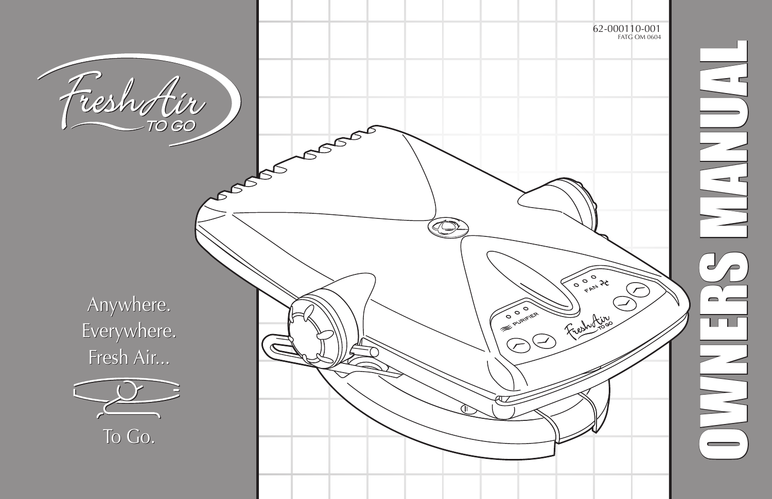62-000110-001
FATG OM 0604

# Fresh Air TO GO

Anywhere.
Everywhere.
Fresh Air...

To Go.

# OWNERS MANUAL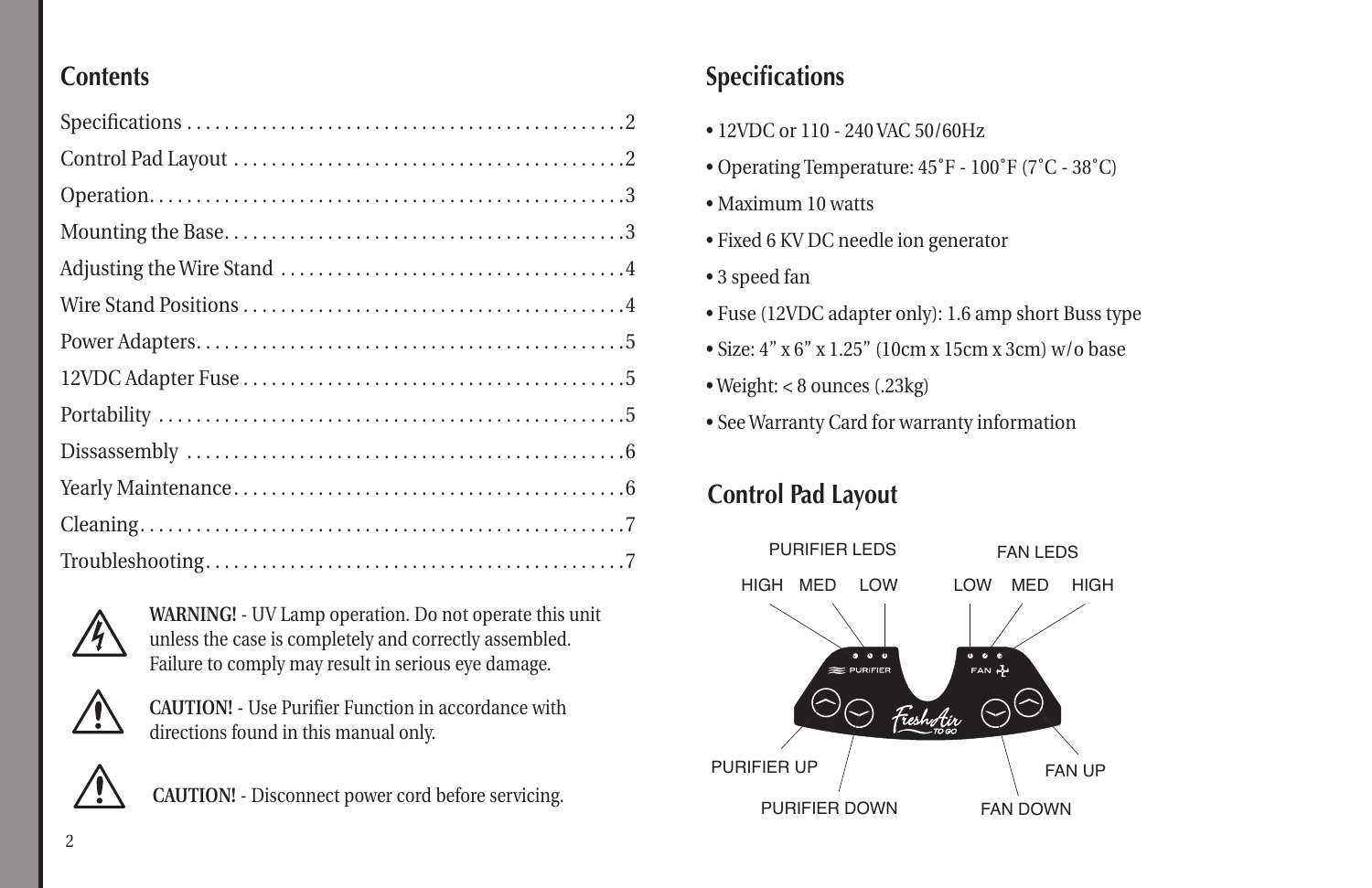## Contents

Specifications . . . . . . . . . . . . . . . . . . . . . . . . . . . . . . . . . . . . . . . . . . . . . .2
Control Pad Layout . . . . . . . . . . . . . . . . . . . . . . . . . . . . . . . . . . . . . . . . .2
Operation. . . . . . . . . . . . . . . . . . . . . . . . . . . . . . . . . . . . . . . . . . . . . . . . . .3
Mounting the Base. . . . . . . . . . . . . . . . . . . . . . . . . . . . . . . . . . . . . . . . . . .3
Adjusting the Wire Stand . . . . . . . . . . . . . . . . . . . . . . . . . . . . . . . . . . . . .4
Wire Stand Positions . . . . . . . . . . . . . . . . . . . . . . . . . . . . . . . . . . . . . . . . .4
Power Adapters. . . . . . . . . . . . . . . . . . . . . . . . . . . . . . . . . . . . . . . . . . . . . .5
12VDC Adapter Fuse . . . . . . . . . . . . . . . . . . . . . . . . . . . . . . . . . . . . . . . .5
Portability . . . . . . . . . . . . . . . . . . . . . . . . . . . . . . . . . . . . . . . . . . . . . . . . .5
Dissassembly . . . . . . . . . . . . . . . . . . . . . . . . . . . . . . . . . . . . . . . . . . . . . .6
Yearly Maintenance. . . . . . . . . . . . . . . . . . . . . . . . . . . . . . . . . . . . . . . . . .6
Cleaning. . . . . . . . . . . . . . . . . . . . . . . . . . . . . . . . . . . . . . . . . . . . . . . . . . .7
Troubleshooting. . . . . . . . . . . . . . . . . . . . . . . . . . . . . . . . . . . . . . . . . . . . .7

**WARNING!** - UV Lamp operation. Do not operate this unit unless the case is completely and correctly assembled. Failure to comply may result in serious eye damage.

**CAUTION!** - Use Purifier Function in accordance with directions found in this manual only.

**CAUTION!** - Disconnect power cord before servicing.

## Specifications

- 12VDC or 110 - 240 VAC 50/60Hz
- Operating Temperature: 45˚F - 100˚F (7˚C - 38˚C)
- Maximum 10 watts
- Fixed 6 KV DC needle ion generator
- 3 speed fan
- Fuse (12VDC adapter only): 1.6 amp short Buss type
- Size: 4" x 6" x 1.25" (10cm x 15cm x 3cm) w/o base
- Weight: < 8 ounces (.23kg)
- See Warranty Card for warranty information

## Control Pad Layout

PURIFIER LEDS: HIGH MED LOW

FAN LEDS: LOW MED HIGH

PURIFIER UP

PURIFIER DOWN

FAN UP

FAN DOWN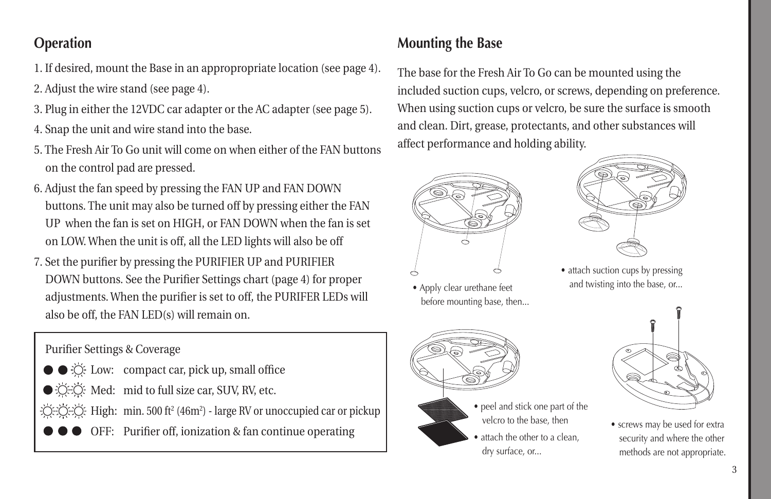## Operation

1. If desired, mount the Base in an appropropriate location (see page 4).
2. Adjust the wire stand (see page 4).
3. Plug in either the 12VDC car adapter or the AC adapter (see page 5).
4. Snap the unit and wire stand into the base.
5. The Fresh Air To Go unit will come on when either of the FAN buttons on the control pad are pressed.
6. Adjust the fan speed by pressing the FAN UP and FAN DOWN buttons. The unit may also be turned off by pressing either the FAN UP when the fan is set on HIGH, or FAN DOWN when the fan is set on LOW. When the unit is off, all the LED lights will also be off
7. Set the purifier by pressing the PURIFIER UP and PURIFIER DOWN buttons. See the Purifier Settings chart (page 4) for proper adjustments. When the purifier is set to off, the PURIFER LEDs will also be off, the FAN LED(s) will remain on.

Purifier Settings & Coverage

- ● ● ☼ Low: compact car, pick up, small office
- ● ☼ ☼ Med: mid to full size car, SUV, RV, etc.
- ☼ ☼ ☼ High: min. 500 ft$^2$ (46m$^2$) - large RV or unoccupied car or pickup
- ● ● ● OFF: Purifier off, ionization & fan continue operating

## Mounting the Base

The base for the Fresh Air To Go can be mounted using the included suction cups, velcro, or screws, depending on preference. When using suction cups or velcro, be sure the surface is smooth and clean. Dirt, grease, protectants, and other substances will affect performance and holding ability.

- Apply clear urethane feet before mounting base, then...
- attach suction cups by pressing and twisting into the base, or...
- peel and stick one part of the velcro to the base, then
- attach the other to a clean, dry surface, or...
- screws may be used for extra security and where the other methods are not appropriate.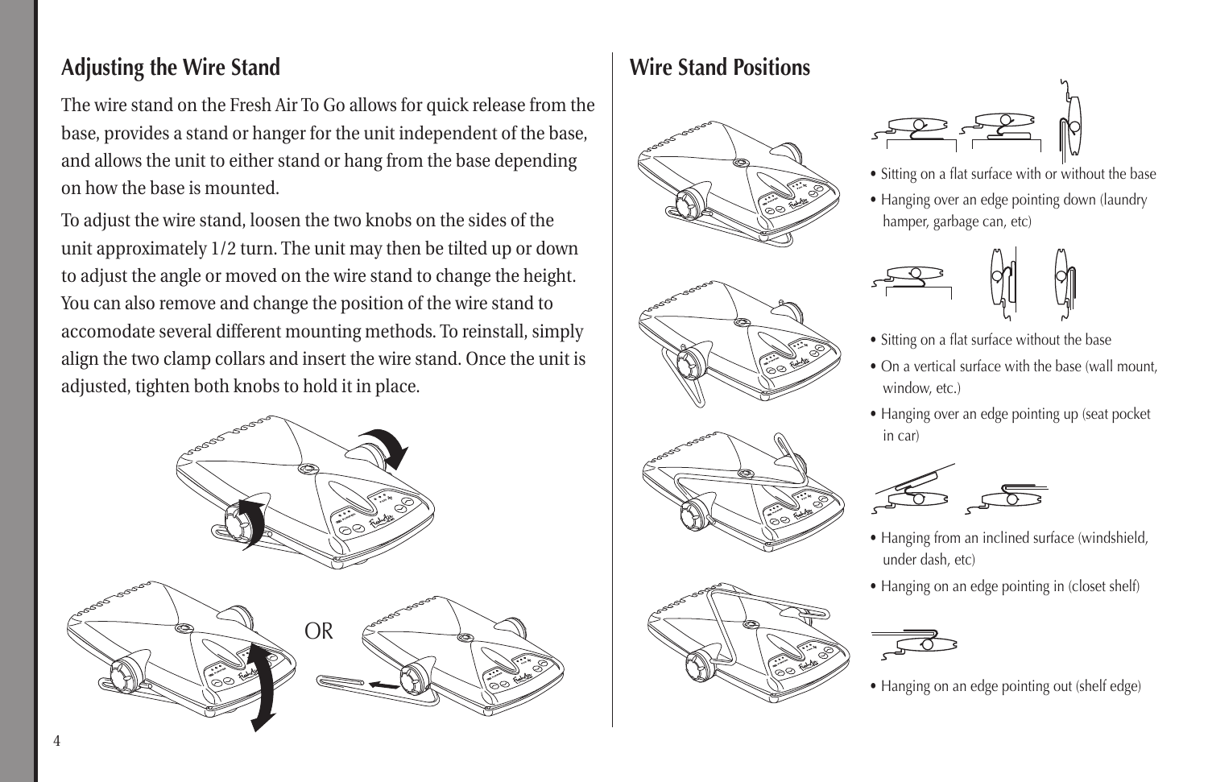## Adjusting the Wire Stand

The wire stand on the Fresh Air To Go allows for quick release from the base, provides a stand or hanger for the unit independent of the base, and allows the unit to either stand or hang from the base depending on how the base is mounted.

To adjust the wire stand, loosen the two knobs on the sides of the unit approximately 1/2 turn. The unit may then be tilted up or down to adjust the angle or moved on the wire stand to change the height. You can also remove and change the position of the wire stand to accomodate several different mounting methods. To reinstall, simply align the two clamp collars and insert the wire stand. Once the unit is adjusted, tighten both knobs to hold it in place.

OR

## Wire Stand Positions

- Sitting on a flat surface with or without the base
- Hanging over an edge pointing down (laundry hamper, garbage can, etc)

- Sitting on a flat surface without the base
- On a vertical surface with the base (wall mount, window, etc.)
- Hanging over an edge pointing up (seat pocket in car)

- Hanging from an inclined surface (windshield, under dash, etc)
- Hanging on an edge pointing in (closet shelf)

- Hanging on an edge pointing out (shelf edge)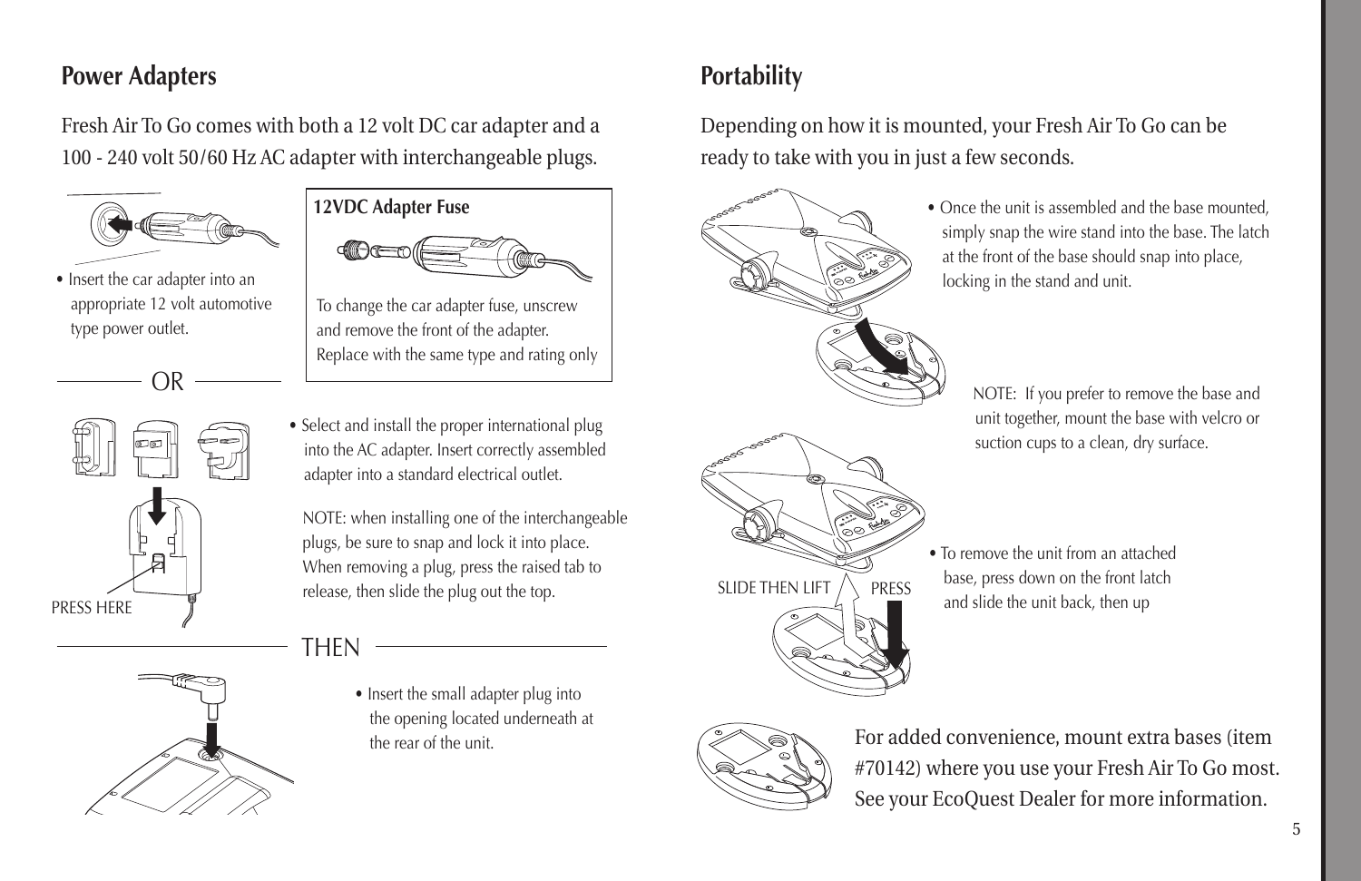## Power Adapters

Fresh Air To Go comes with both a 12 volt DC car adapter and a 100 - 240 volt 50/60 Hz AC adapter with interchangeable plugs.

- Insert the car adapter into an appropriate 12 volt automotive type power outlet.

### 12VDC Adapter Fuse

To change the car adapter fuse, unscrew and remove the front of the adapter. Replace with the same type and rating only

OR

- Select and install the proper international plug into the AC adapter. Insert correctly assembled adapter into a standard electrical outlet.

NOTE: when installing one of the interchangeable plugs, be sure to snap and lock it into place. When removing a plug, press the raised tab to release, then slide the plug out the top.

PRESS HERE

THEN

- Insert the small adapter plug into the opening located underneath at the rear of the unit.

## Portability

Depending on how it is mounted, your Fresh Air To Go can be ready to take with you in just a few seconds.

- Once the unit is assembled and the base mounted, simply snap the wire stand into the base. The latch at the front of the base should snap into place, locking in the stand and unit.

NOTE: If you prefer to remove the base and unit together, mount the base with velcro or suction cups to a clean, dry surface.

- To remove the unit from an attached base, press down on the front latch and slide the unit back, then up

SLIDE THEN LIFT PRESS

For added convenience, mount extra bases (item #70142) where you use your Fresh Air To Go most. See your EcoQuest Dealer for more information.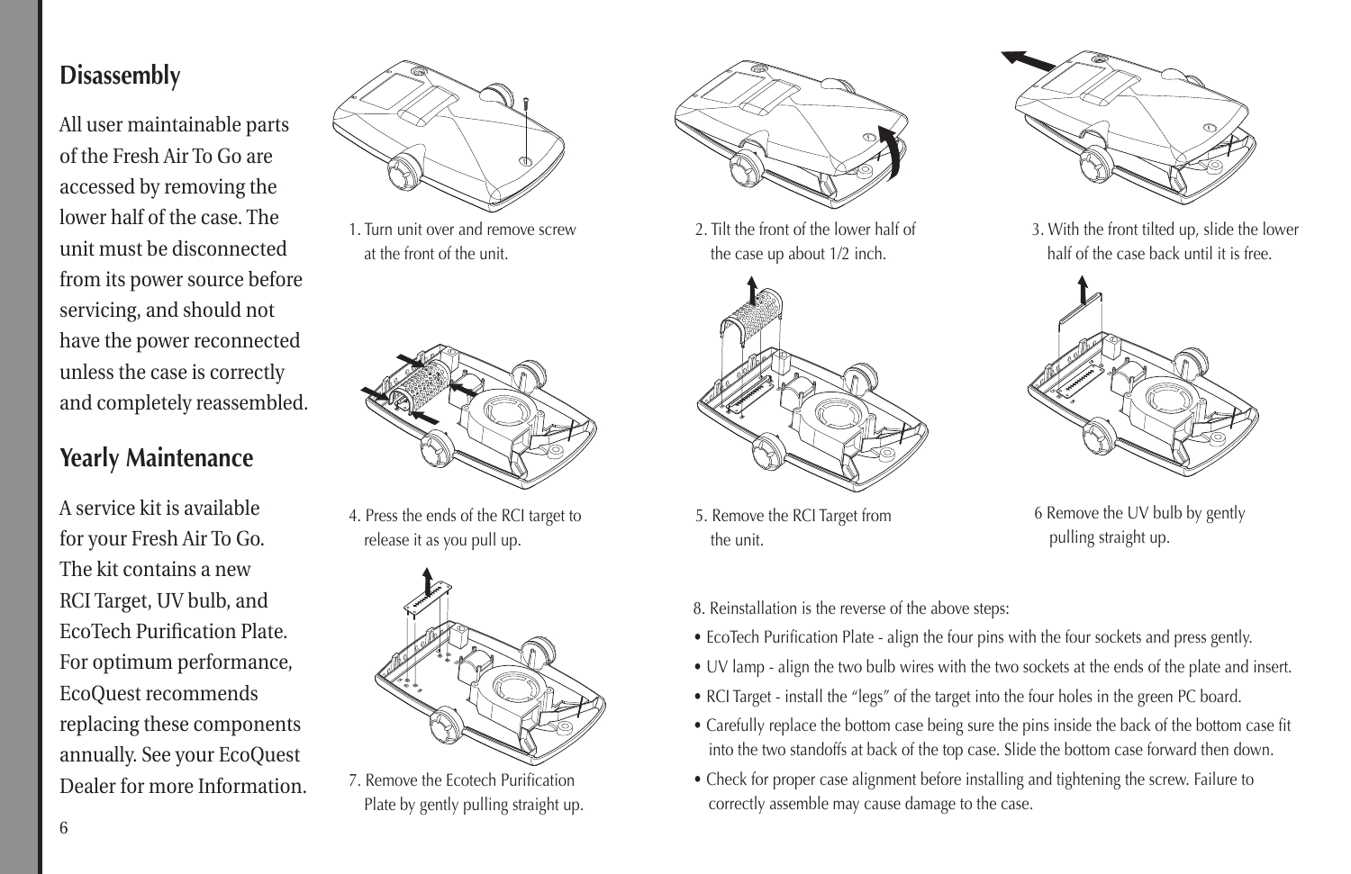## Disassembly

All user maintainable parts of the Fresh Air To Go are accessed by removing the lower half of the case. The unit must be disconnected from its power source before servicing, and should not have the power reconnected unless the case is correctly and completely reassembled.

## Yearly Maintenance

A service kit is available for your Fresh Air To Go. The kit contains a new RCI Target, UV bulb, and EcoTech Purification Plate. For optimum performance, EcoQuest recommends replacing these components annually. See your EcoQuest Dealer for more Information.

1. Turn unit over and remove screw at the front of the unit.

2. Tilt the front of the lower half of the case up about 1/2 inch.

3. With the front tilted up, slide the lower half of the case back until it is free.

4. Press the ends of the RCI target to release it as you pull up.

5. Remove the RCI Target from the unit.

6 Remove the UV bulb by gently pulling straight up.

7. Remove the Ecotech Purification Plate by gently pulling straight up.

8. Reinstallation is the reverse of the above steps:

- EcoTech Purification Plate - align the four pins with the four sockets and press gently.
- UV lamp - align the two bulb wires with the two sockets at the ends of the plate and insert.
- RCI Target - install the "legs" of the target into the four holes in the green PC board.
- Carefully replace the bottom case being sure the pins inside the back of the bottom case fit into the two standoffs at back of the top case. Slide the bottom case forward then down.
- Check for proper case alignment before installing and tightening the screw. Failure to correctly assemble may cause damage to the case.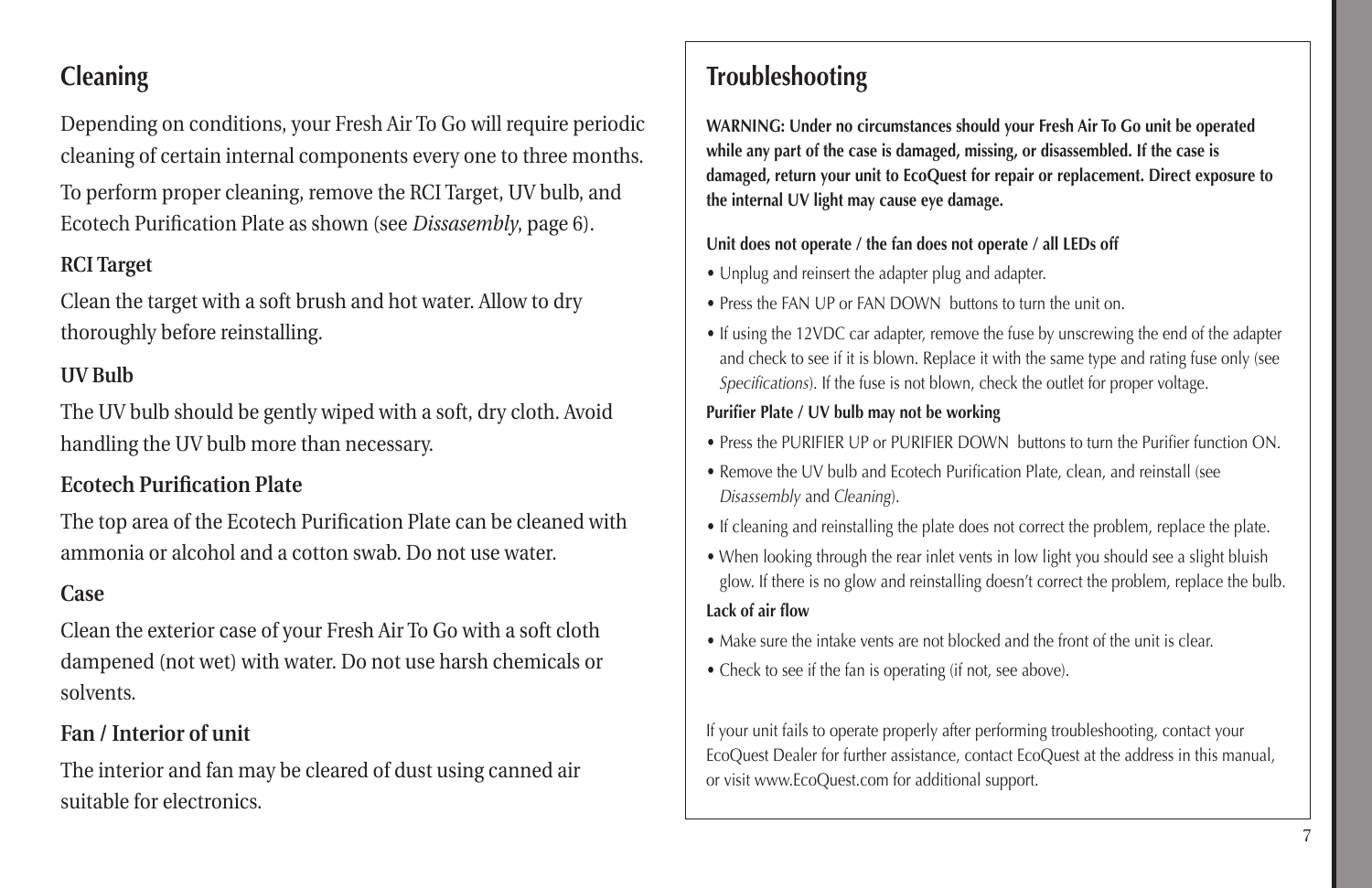## Cleaning

Depending on conditions, your Fresh Air To Go will require periodic cleaning of certain internal components every one to three months.

To perform proper cleaning, remove the RCI Target, UV bulb, and Ecotech Purification Plate as shown (see *Dissasembly*, page 6).

### RCI Target

Clean the target with a soft brush and hot water. Allow to dry thoroughly before reinstalling.

### UV Bulb

The UV bulb should be gently wiped with a soft, dry cloth. Avoid handling the UV bulb more than necessary.

### Ecotech Purification Plate

The top area of the Ecotech Purification Plate can be cleaned with ammonia or alcohol and a cotton swab. Do not use water.

### Case

Clean the exterior case of your Fresh Air To Go with a soft cloth dampened (not wet) with water. Do not use harsh chemicals or solvents.

### Fan / Interior of unit

The interior and fan may be cleared of dust using canned air suitable for electronics.

## Troubleshooting

**WARNING: Under no circumstances should your Fresh Air To Go unit be operated while any part of the case is damaged, missing, or disassembled. If the case is damaged, return your unit to EcoQuest for repair or replacement. Direct exposure to the internal UV light may cause eye damage.**

**Unit does not operate / the fan does not operate / all LEDs off**

- Unplug and reinsert the adapter plug and adapter.
- Press the FAN UP or FAN DOWN buttons to turn the unit on.
- If using the 12VDC car adapter, remove the fuse by unscrewing the end of the adapter and check to see if it is blown. Replace it with the same type and rating fuse only (see *Specifications*). If the fuse is not blown, check the outlet for proper voltage.

**Purifier Plate / UV bulb may not be working**

- Press the PURIFIER UP or PURIFIER DOWN buttons to turn the Purifier function ON.
- Remove the UV bulb and Ecotech Purification Plate, clean, and reinstall (see *Disassembly* and *Cleaning*).
- If cleaning and reinstalling the plate does not correct the problem, replace the plate.
- When looking through the rear inlet vents in low light you should see a slight bluish glow. If there is no glow and reinstalling doesn't correct the problem, replace the bulb.

**Lack of air flow**

- Make sure the intake vents are not blocked and the front of the unit is clear.
- Check to see if the fan is operating (if not, see above).

If your unit fails to operate properly after performing troubleshooting, contact your EcoQuest Dealer for further assistance, contact EcoQuest at the address in this manual, or visit www.EcoQuest.com for additional support.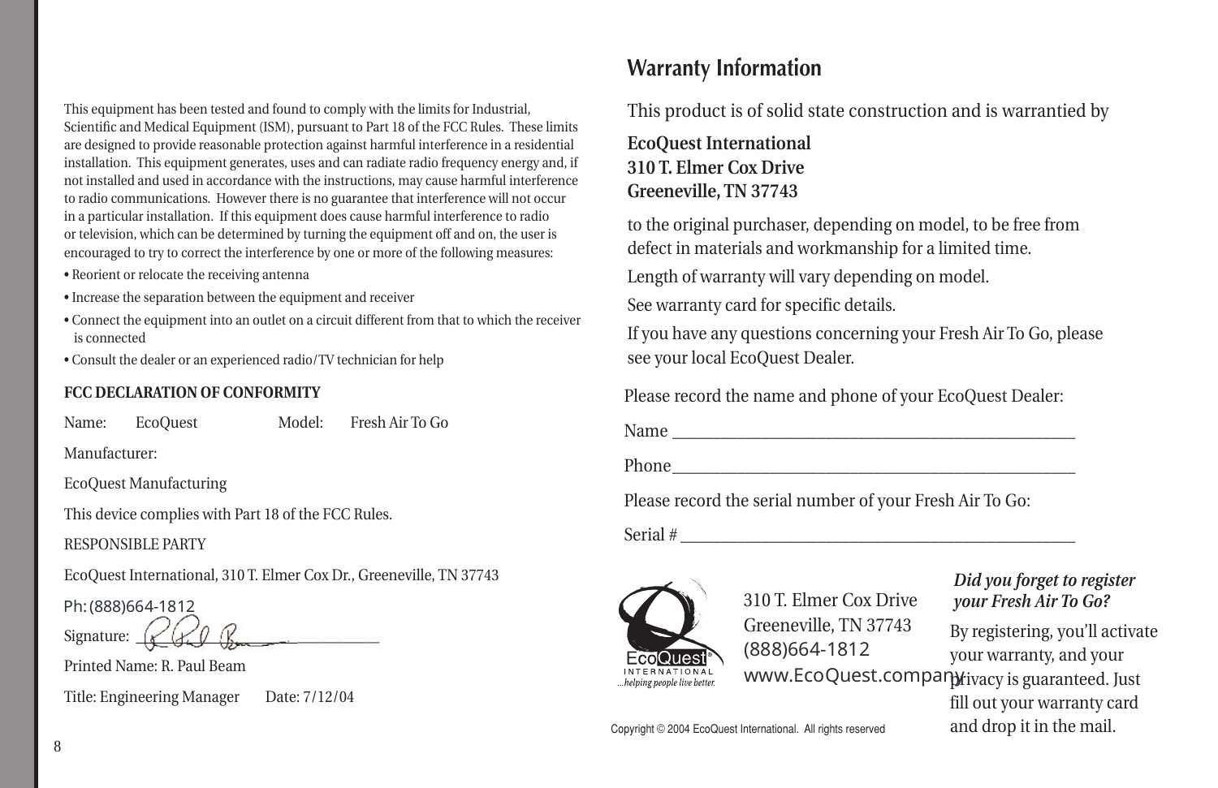This equipment has been tested and found to comply with the limits for Industrial, Scientific and Medical Equipment (ISM), pursuant to Part 18 of the FCC Rules. These limits are designed to provide reasonable protection against harmful interference in a residential installation. This equipment generates, uses and can radiate radio frequency energy and, if not installed and used in accordance with the instructions, may cause harmful interference to radio communications. However there is no guarantee that interference will not occur in a particular installation. If this equipment does cause harmful interference to radio or television, which can be determined by turning the equipment off and on, the user is encouraged to try to correct the interference by one or more of the following measures:

- Reorient or relocate the receiving antenna
- Increase the separation between the equipment and receiver
- Connect the equipment into an outlet on a circuit different from that to which the receiver is connected
- Consult the dealer or an experienced radio/TV technician for help

**FCC DECLARATION OF CONFORMITY**

Name: EcoQuest Model: Fresh Air To Go

Manufacturer:

EcoQuest Manufacturing

This device complies with Part 18 of the FCC Rules.

RESPONSIBLE PARTY

EcoQuest International, 310 T. Elmer Cox Dr., Greeneville, TN 37743

Ph: (888)664-1812

Signature: ____________________

Printed Name: R. Paul Beam

Title: Engineering Manager Date: 7/12/04

## Warranty Information

This product is of solid state construction and is warrantied by

**EcoQuest International**
**310 T. Elmer Cox Drive**
**Greeneville, TN 37743**

to the original purchaser, depending on model, to be free from defect in materials and workmanship for a limited time.

Length of warranty will vary depending on model.

See warranty card for specific details.

If you have any questions concerning your Fresh Air To Go, please see your local EcoQuest Dealer.

Please record the name and phone of your EcoQuest Dealer:

Name ____________________________________________

Phone____________________________________________

Please record the serial number of your Fresh Air To Go:

Serial # __________________________________________

EcoQuest INTERNATIONAL
...helping people live better.

310 T. Elmer Cox Drive
Greeneville, TN 37743
(888)664-1812
www.EcoQuest.company

***Did you forget to register your Fresh Air To Go?***

By registering, you'll activate your warranty, and your privacy is guaranteed. Just fill out your warranty card and drop it in the mail.

Copyright © 2004 EcoQuest International. All rights reserved